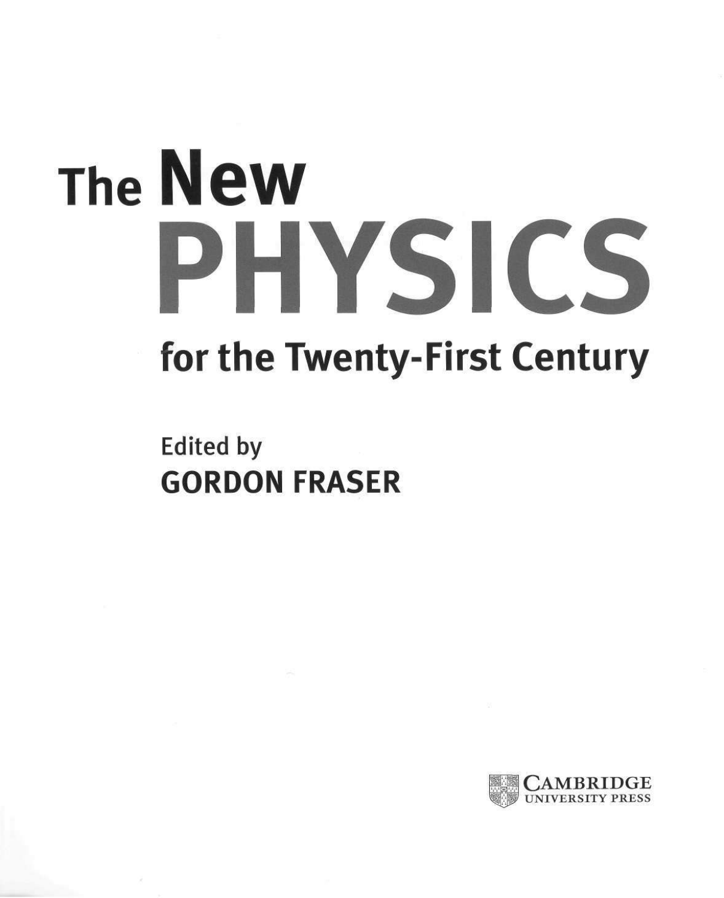# The New PHYSICS

## for the Twenty-First Century

Edited by

**GORDON FRASER**

CAMBRIDGE UNIVERSITY PRESS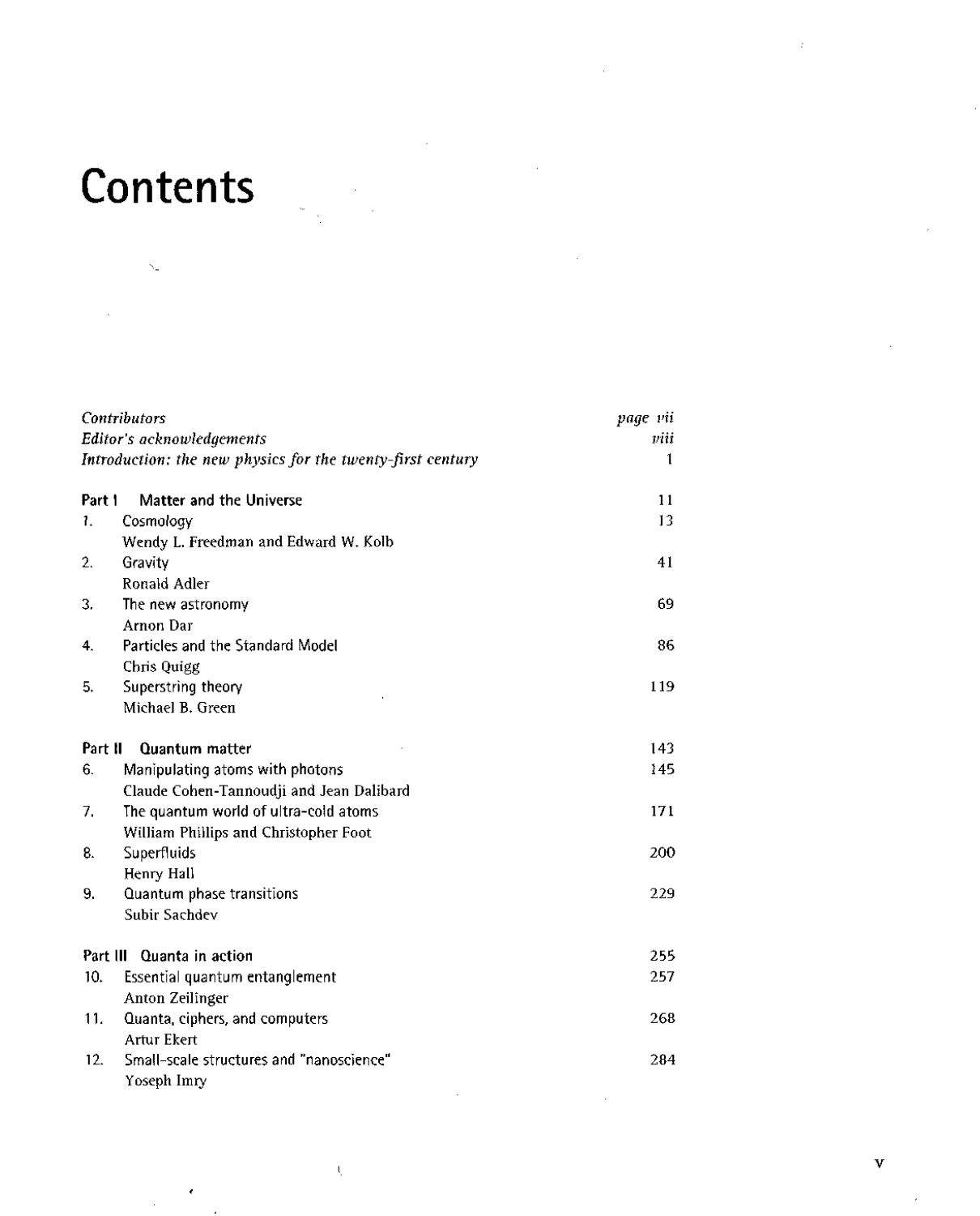# Contents

| | | |
|---|---|---|
| *Contributors* | | *page vii* |
| *Editor's acknowledgements* | | *viii* |
| *Introduction: the new physics for the twenty-first century* | | 1 |
| **Part I** | **Matter and the Universe** | 11 |
| 1. | Cosmology<br>Wendy L. Freedman and Edward W. Kolb | 13 |
| 2. | Gravity<br>Ronald Adler | 41 |
| 3. | The new astronomy<br>Arnon Dar | 69 |
| 4. | Particles and the Standard Model<br>Chris Quigg | 86 |
| 5. | Superstring theory<br>Michael B. Green | 119 |
| **Part II** | **Quantum matter** | 143 |
| 6. | Manipulating atoms with photons<br>Claude Cohen-Tannoudji and Jean Dalibard | 145 |
| 7. | The quantum world of ultra-cold atoms<br>William Phillips and Christopher Foot | 171 |
| 8. | Superfluids<br>Henry Hall | 200 |
| 9. | Quantum phase transitions<br>Subir Sachdev | 229 |
| **Part III** | **Quanta in action** | 255 |
| 10. | Essential quantum entanglement<br>Anton Zeilinger | 257 |
| 11. | Quanta, ciphers, and computers<br>Artur Ekert | 268 |
| 12. | Small-scale structures and "nanoscience"<br>Yoseph Imry | 284 |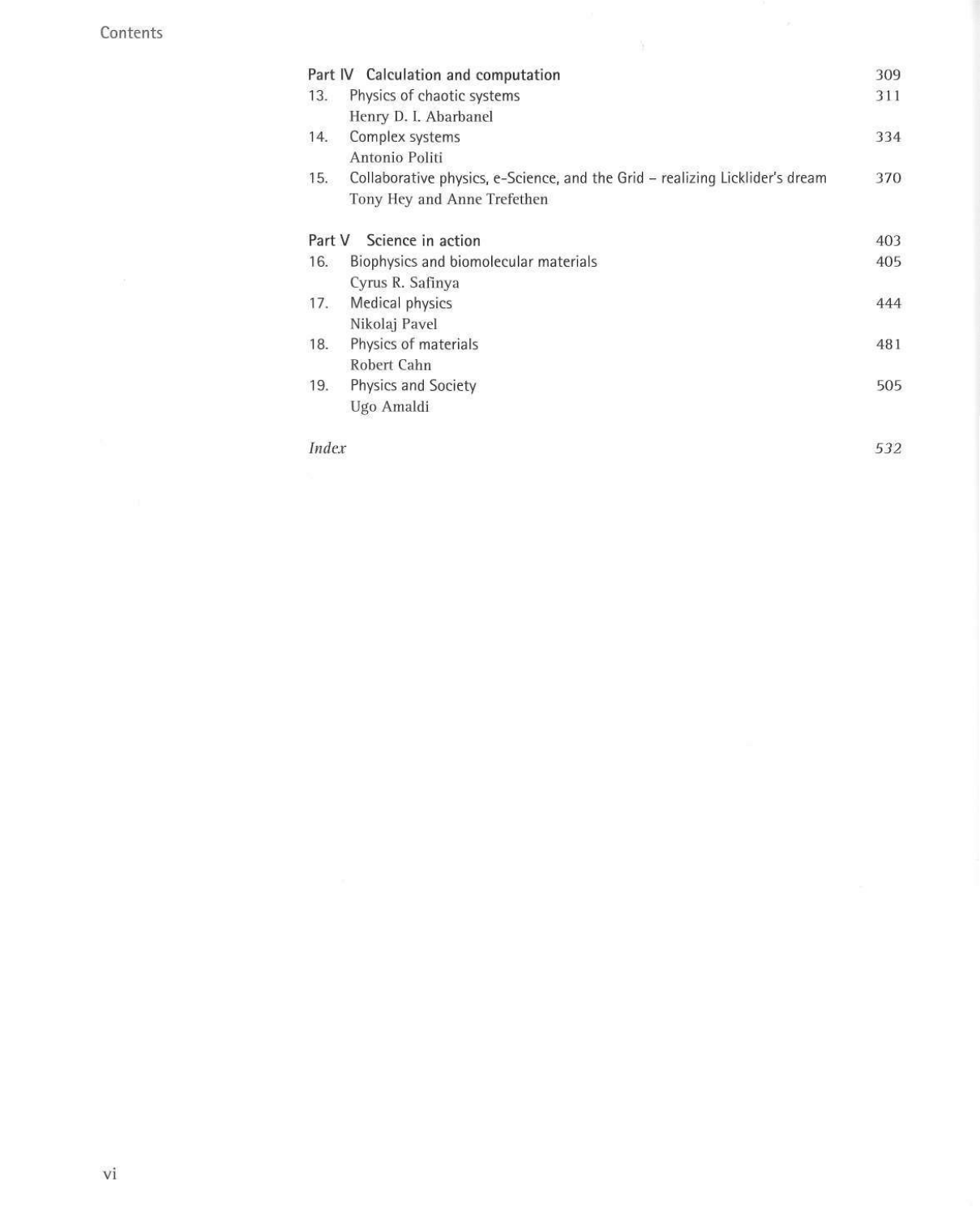Contents

| | | |
|---|---|---|
| **Part IV** | **Calculation and computation** | 309 |
| 13. | Physics of chaotic systems<br>Henry D. I. Abarbanel | 311 |
| 14. | Complex systems<br>Antonio Politi | 334 |
| 15. | Collaborative physics, e-Science, and the Grid – realizing Licklider's dream<br>Tony Hey and Anne Trefethen | 370 |
| **Part V** | **Science in action** | 403 |
| 16. | Biophysics and biomolecular materials<br>Cyrus R. Safinya | 405 |
| 17. | Medical physics<br>Nikolaj Pavel | 444 |
| 18. | Physics of materials<br>Robert Cahn | 481 |
| 19. | Physics and Society<br>Ugo Amaldi | 505 |
| *Index* | | 532 |